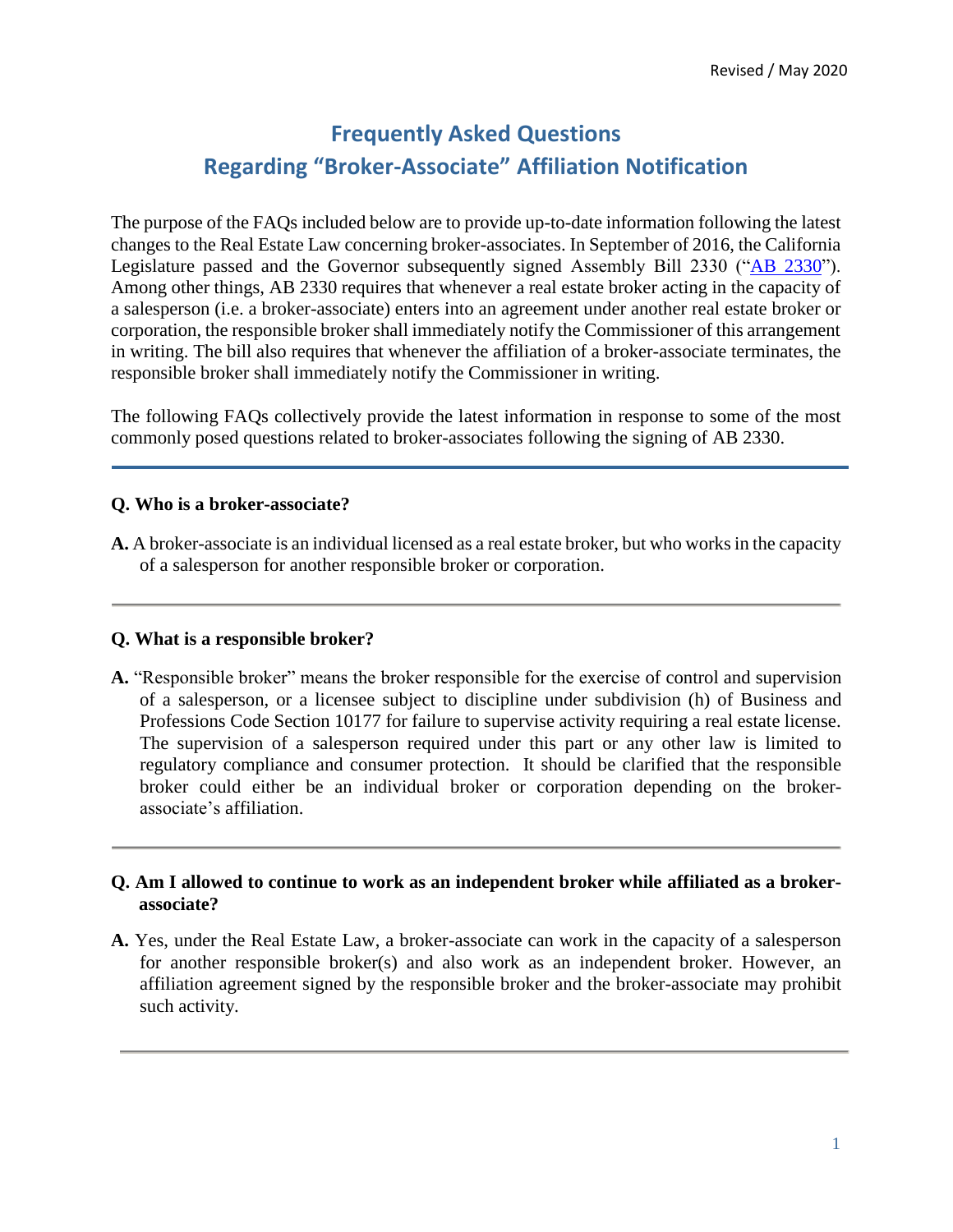Revised / May 2020

# Frequently Asked Questions
# Regarding "Broker-Associate" Affiliation Notification

The purpose of the FAQs included below are to provide up-to-date information following the latest changes to the Real Estate Law concerning broker-associates. In September of 2016, the California Legislature passed and the Governor subsequently signed Assembly Bill 2330 ("AB 2330"). Among other things, AB 2330 requires that whenever a real estate broker acting in the capacity of a salesperson (i.e. a broker-associate) enters into an agreement under another real estate broker or corporation, the responsible broker shall immediately notify the Commissioner of this arrangement in writing. The bill also requires that whenever the affiliation of a broker-associate terminates, the responsible broker shall immediately notify the Commissioner in writing.

The following FAQs collectively provide the latest information in response to some of the most commonly posed questions related to broker-associates following the signing of AB 2330.

---

**Q. Who is a broker-associate?**

**A.** A broker-associate is an individual licensed as a real estate broker, but who works in the capacity of a salesperson for another responsible broker or corporation.

---

**Q. What is a responsible broker?**

**A.** "Responsible broker" means the broker responsible for the exercise of control and supervision of a salesperson, or a licensee subject to discipline under subdivision (h) of Business and Professions Code Section 10177 for failure to supervise activity requiring a real estate license. The supervision of a salesperson required under this part or any other law is limited to regulatory compliance and consumer protection. It should be clarified that the responsible broker could either be an individual broker or corporation depending on the broker-associate's affiliation.

---

**Q. Am I allowed to continue to work as an independent broker while affiliated as a broker-associate?**

**A.** Yes, under the Real Estate Law, a broker-associate can work in the capacity of a salesperson for another responsible broker(s) and also work as an independent broker. However, an affiliation agreement signed by the responsible broker and the broker-associate may prohibit such activity.

---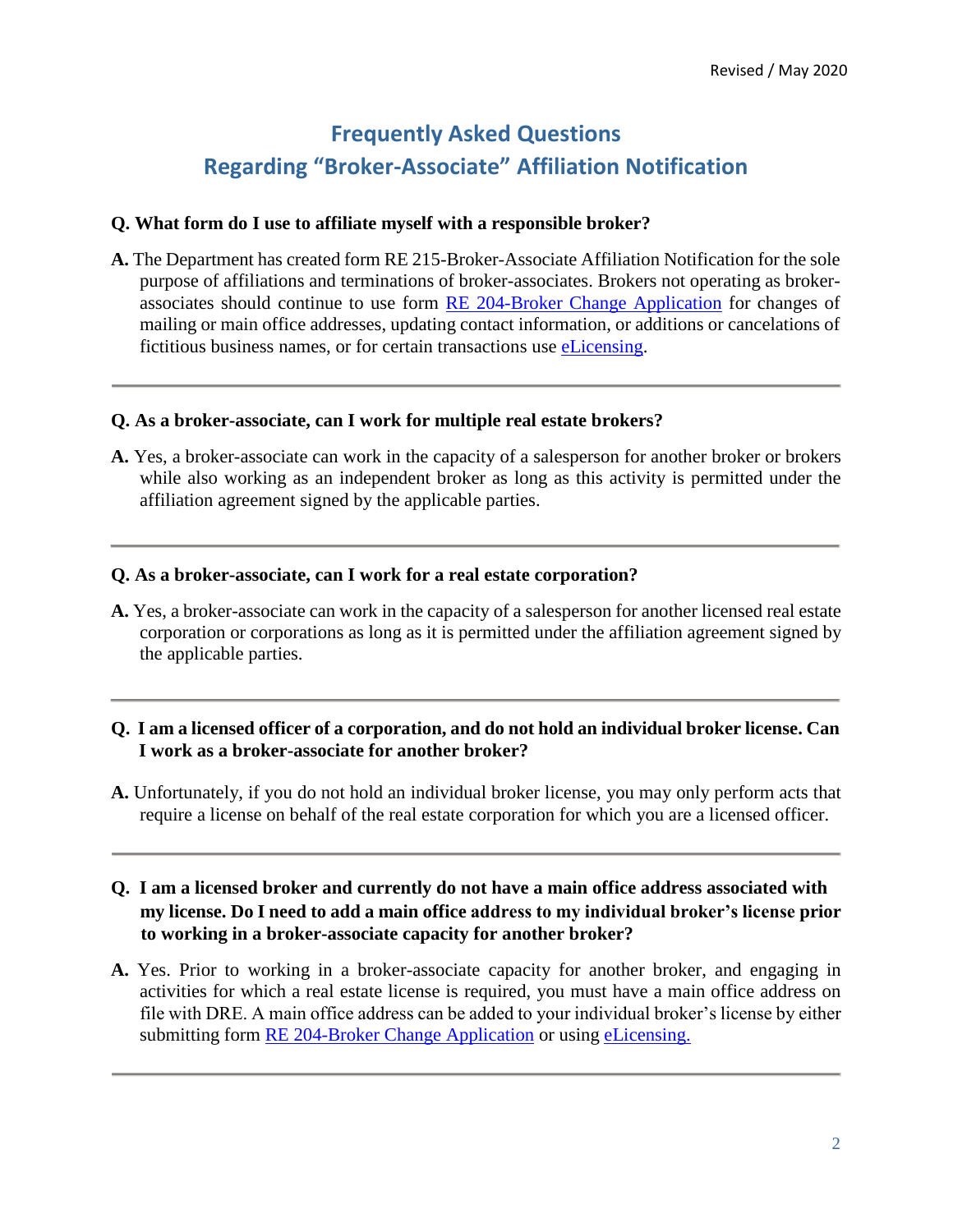# Frequently Asked Questions
## Regarding "Broker-Associate" Affiliation Notification

**Q. What form do I use to affiliate myself with a responsible broker?**

**A.** The Department has created form RE 215-Broker-Associate Affiliation Notification for the sole purpose of affiliations and terminations of broker-associates. Brokers not operating as broker-associates should continue to use form RE 204-Broker Change Application for changes of mailing or main office addresses, updating contact information, or additions or cancelations of fictitious business names, or for certain transactions use eLicensing.

---

**Q. As a broker-associate, can I work for multiple real estate brokers?**

**A.** Yes, a broker-associate can work in the capacity of a salesperson for another broker or brokers while also working as an independent broker as long as this activity is permitted under the affiliation agreement signed by the applicable parties.

---

**Q. As a broker-associate, can I work for a real estate corporation?**

**A.** Yes, a broker-associate can work in the capacity of a salesperson for another licensed real estate corporation or corporations as long as it is permitted under the affiliation agreement signed by the applicable parties.

---

**Q. I am a licensed officer of a corporation, and do not hold an individual broker license. Can I work as a broker-associate for another broker?**

**A.** Unfortunately, if you do not hold an individual broker license, you may only perform acts that require a license on behalf of the real estate corporation for which you are a licensed officer.

---

**Q. I am a licensed broker and currently do not have a main office address associated with my license. Do I need to add a main office address to my individual broker's license prior to working in a broker-associate capacity for another broker?**

**A.** Yes. Prior to working in a broker-associate capacity for another broker, and engaging in activities for which a real estate license is required, you must have a main office address on file with DRE. A main office address can be added to your individual broker's license by either submitting form RE 204-Broker Change Application or using eLicensing.

---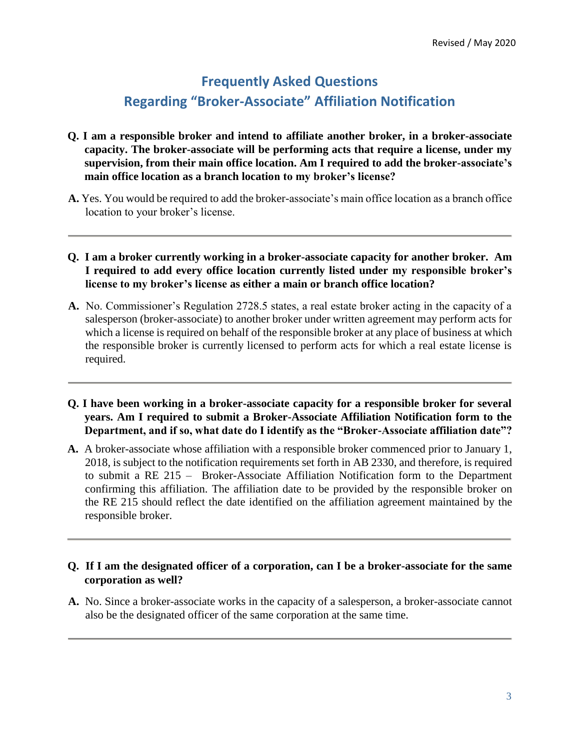# Frequently Asked Questions
## Regarding "Broker-Associate" Affiliation Notification

**Q. I am a responsible broker and intend to affiliate another broker, in a broker-associate capacity. The broker-associate will be performing acts that require a license, under my supervision, from their main office location. Am I required to add the broker-associate's main office location as a branch location to my broker's license?**

**A.** Yes. You would be required to add the broker-associate's main office location as a branch office location to your broker's license.

---

**Q. I am a broker currently working in a broker-associate capacity for another broker. Am I required to add every office location currently listed under my responsible broker's license to my broker's license as either a main or branch office location?**

**A.** No. Commissioner's Regulation 2728.5 states, a real estate broker acting in the capacity of a salesperson (broker-associate) to another broker under written agreement may perform acts for which a license is required on behalf of the responsible broker at any place of business at which the responsible broker is currently licensed to perform acts for which a real estate license is required.

---

**Q. I have been working in a broker-associate capacity for a responsible broker for several years. Am I required to submit a Broker-Associate Affiliation Notification form to the Department, and if so, what date do I identify as the "Broker-Associate affiliation date"?**

**A.** A broker-associate whose affiliation with a responsible broker commenced prior to January 1, 2018, is subject to the notification requirements set forth in AB 2330, and therefore, is required to submit a RE 215 – Broker-Associate Affiliation Notification form to the Department confirming this affiliation. The affiliation date to be provided by the responsible broker on the RE 215 should reflect the date identified on the affiliation agreement maintained by the responsible broker.

---

**Q. If I am the designated officer of a corporation, can I be a broker-associate for the same corporation as well?**

**A.** No. Since a broker-associate works in the capacity of a salesperson, a broker-associate cannot also be the designated officer of the same corporation at the same time.

---